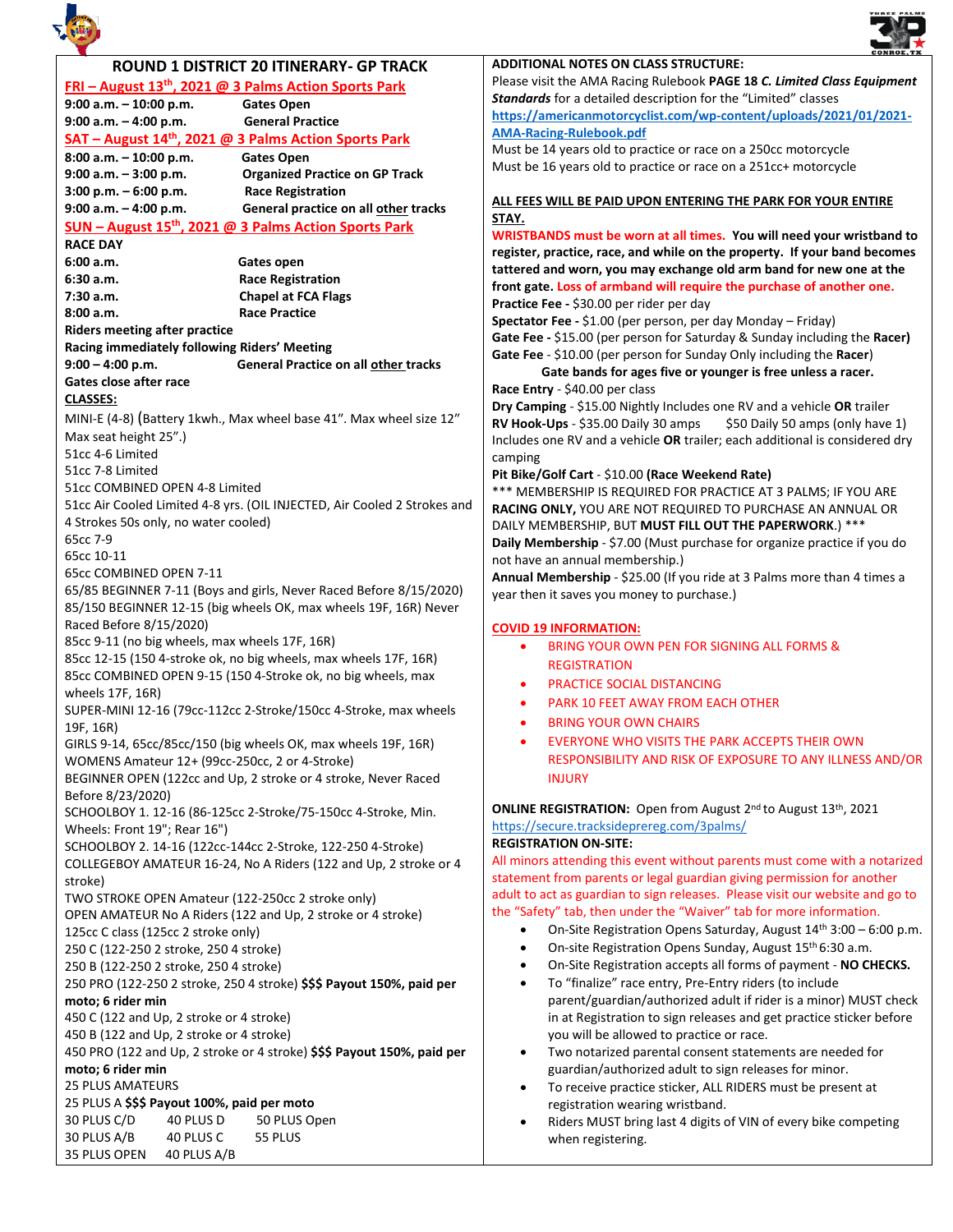# ROUND 1 DISTRICT 20 ITINERARY- GP TRACK

**FRI – August 13th, 2021 @ 3 Palms Action Sports Park**

**9:00 a.m. – 10:00 p.m.** **Gates Open**
**9:00 a.m. – 4:00 p.m.** **General Practice**

**SAT – August 14th, 2021 @ 3 Palms Action Sports Park**

**8:00 a.m. – 10:00 p.m.** **Gates Open**
**9:00 a.m. – 3:00 p.m.** **Organized Practice on GP Track**
**3:00 p.m. – 6:00 p.m.** **Race Registration**
**9:00 a.m. – 4:00 p.m.** **General practice on all other tracks**

**SUN – August 15th, 2021 @ 3 Palms Action Sports Park**

**RACE DAY**
**6:00 a.m.** **Gates open**
**6:30 a.m.** **Race Registration**
**7:30 a.m.** **Chapel at FCA Flags**
**8:00 a.m.** **Race Practice**
**Riders meeting after practice**
**Racing immediately following Riders' Meeting**
**9:00 – 4:00 p.m.** **General Practice on all other tracks**
**Gates close after race**

**CLASSES:**

MINI-E (4-8) (Battery 1kwh., Max wheel base 41". Max wheel size 12" Max seat height 25".)
51cc 4-6 Limited
51cc 7-8 Limited
51cc COMBINED OPEN 4-8 Limited
51cc Air Cooled Limited 4-8 yrs. (OIL INJECTED, Air Cooled 2 Strokes and 4 Strokes 50s only, no water cooled)
65cc 7-9
65cc 10-11
65cc COMBINED OPEN 7-11
65/85 BEGINNER 7-11 (Boys and girls, Never Raced Before 8/15/2020)
85/150 BEGINNER 12-15 (big wheels OK, max wheels 19F, 16R) Never Raced Before 8/15/2020)
85cc 9-11 (no big wheels, max wheels 17F, 16R)
85cc 12-15 (150 4-stroke ok, no big wheels, max wheels 17F, 16R)
85cc COMBINED OPEN 9-15 (150 4-Stroke ok, no big wheels, max wheels 17F, 16R)
SUPER-MINI 12-16 (79cc-112cc 2-Stroke/150cc 4-Stroke, max wheels 19F, 16R)
GIRLS 9-14, 65cc/85cc/150 (big wheels OK, max wheels 19F, 16R)
WOMENS Amateur 12+ (99cc-250cc, 2 or 4-Stroke)
BEGINNER OPEN (122cc and Up, 2 stroke or 4 stroke, Never Raced Before 8/23/2020)
SCHOOLBOY 1. 12-16 (86-125cc 2-Stroke/75-150cc 4-Stroke, Min. Wheels: Front 19"; Rear 16")
SCHOOLBOY 2. 14-16 (122cc-144cc 2-Stroke, 122-250 4-Stroke)
COLLEGEBOY AMATEUR 16-24, No A Riders (122 and Up, 2 stroke or 4 stroke)
TWO STROKE OPEN Amateur (122-250cc 2 stroke only)
OPEN AMATEUR No A Riders (122 and Up, 2 stroke or 4 stroke)
125cc C class (125cc 2 stroke only)
250 C (122-250 2 stroke, 250 4 stroke)
250 B (122-250 2 stroke, 250 4 stroke)
250 PRO (122-250 2 stroke, 250 4 stroke) **$$$ Payout 150%, paid per moto; 6 rider min**
450 C (122 and Up, 2 stroke or 4 stroke)
450 B (122 and Up, 2 stroke or 4 stroke)
450 PRO (122 and Up, 2 stroke or 4 stroke) **$$$ Payout 150%, paid per moto; 6 rider min**
25 PLUS AMATEURS
25 PLUS A **$$$ Payout 100%, paid per moto**

| | | |
|---|---|---|
| 30 PLUS C/D | 40 PLUS D | 50 PLUS Open |
| 30 PLUS A/B | 40 PLUS C | 55 PLUS |
| 35 PLUS OPEN | 40 PLUS A/B | |

**ADDITIONAL NOTES ON CLASS STRUCTURE:**

Please visit the AMA Racing Rulebook **PAGE 18** ***C. Limited Class Equipment Standards*** for a detailed description for the "Limited" classes
https://americanmotorcyclist.com/wp-content/uploads/2021/01/2021-AMA-Racing-Rulebook.pdf

Must be 14 years old to practice or race on a 250cc motorcycle
Must be 16 years old to practice or race on a 251cc+ motorcycle

**ALL FEES WILL BE PAID UPON ENTERING THE PARK FOR YOUR ENTIRE STAY.**

**WRISTBANDS must be worn at all times. You will need your wristband to register, practice, race, and while on the property. If your band becomes tattered and worn, you may exchange old arm band for new one at the front gate. Loss of armband will require the purchase of another one.**

**Practice Fee -** $30.00 per rider per day
**Spectator Fee -** $1.00 (per person, per day Monday – Friday)
**Gate Fee -** $15.00 (per person for Saturday & Sunday including the **Racer)**
**Gate Fee** - $10.00 (per person for Sunday Only including the **Racer**)
**Gate bands for ages five or younger is free unless a racer.**
**Race Entry** - $40.00 per class
**Dry Camping** - $15.00 Nightly Includes one RV and a vehicle **OR** trailer
**RV Hook-Ups** - $35.00 Daily 30 amps $50 Daily 50 amps (only have 1) Includes one RV and a vehicle **OR** trailer; each additional is considered dry camping
**Pit Bike/Golf Cart** - $10.00 **(Race Weekend Rate)**

\*\*\* MEMBERSHIP IS REQUIRED FOR PRACTICE AT 3 PALMS; IF YOU ARE **RACING ONLY,** YOU ARE NOT REQUIRED TO PURCHASE AN ANNUAL OR DAILY MEMBERSHIP, BUT **MUST FILL OUT THE PAPERWORK**.) \*\*\*

**Daily Membership** - $7.00 (Must purchase for organize practice if you do not have an annual membership.)
**Annual Membership** - $25.00 (If you ride at 3 Palms more than 4 times a year then it saves you money to purchase.)

**COVID 19 INFORMATION:**

- BRING YOUR OWN PEN FOR SIGNING ALL FORMS & REGISTRATION
- PRACTICE SOCIAL DISTANCING
- PARK 10 FEET AWAY FROM EACH OTHER
- BRING YOUR OWN CHAIRS
- EVERYONE WHO VISITS THE PARK ACCEPTS THEIR OWN RESPONSIBILITY AND RISK OF EXPOSURE TO ANY ILLNESS AND/OR INJURY

**ONLINE REGISTRATION:** Open from August 2nd to August 13th, 2021
https://secure.tracksideprereg.com/3palms/

**REGISTRATION ON-SITE:**

All minors attending this event without parents must come with a notarized statement from parents or legal guardian giving permission for another adult to act as guardian to sign releases. Please visit our website and go to the "Safety" tab, then under the "Waiver" tab for more information.

- On-Site Registration Opens Saturday, August 14th 3:00 – 6:00 p.m.
- On-site Registration Opens Sunday, August 15th 6:30 a.m.
- On-Site Registration accepts all forms of payment - **NO CHECKS.**
- To "finalize" race entry, Pre-Entry riders (to include parent/guardian/authorized adult if rider is a minor) MUST check in at Registration to sign releases and get practice sticker before you will be allowed to practice or race.
- Two notarized parental consent statements are needed for guardian/authorized adult to sign releases for minor.
- To receive practice sticker, ALL RIDERS must be present at registration wearing wristband.
- Riders MUST bring last 4 digits of VIN of every bike competing when registering.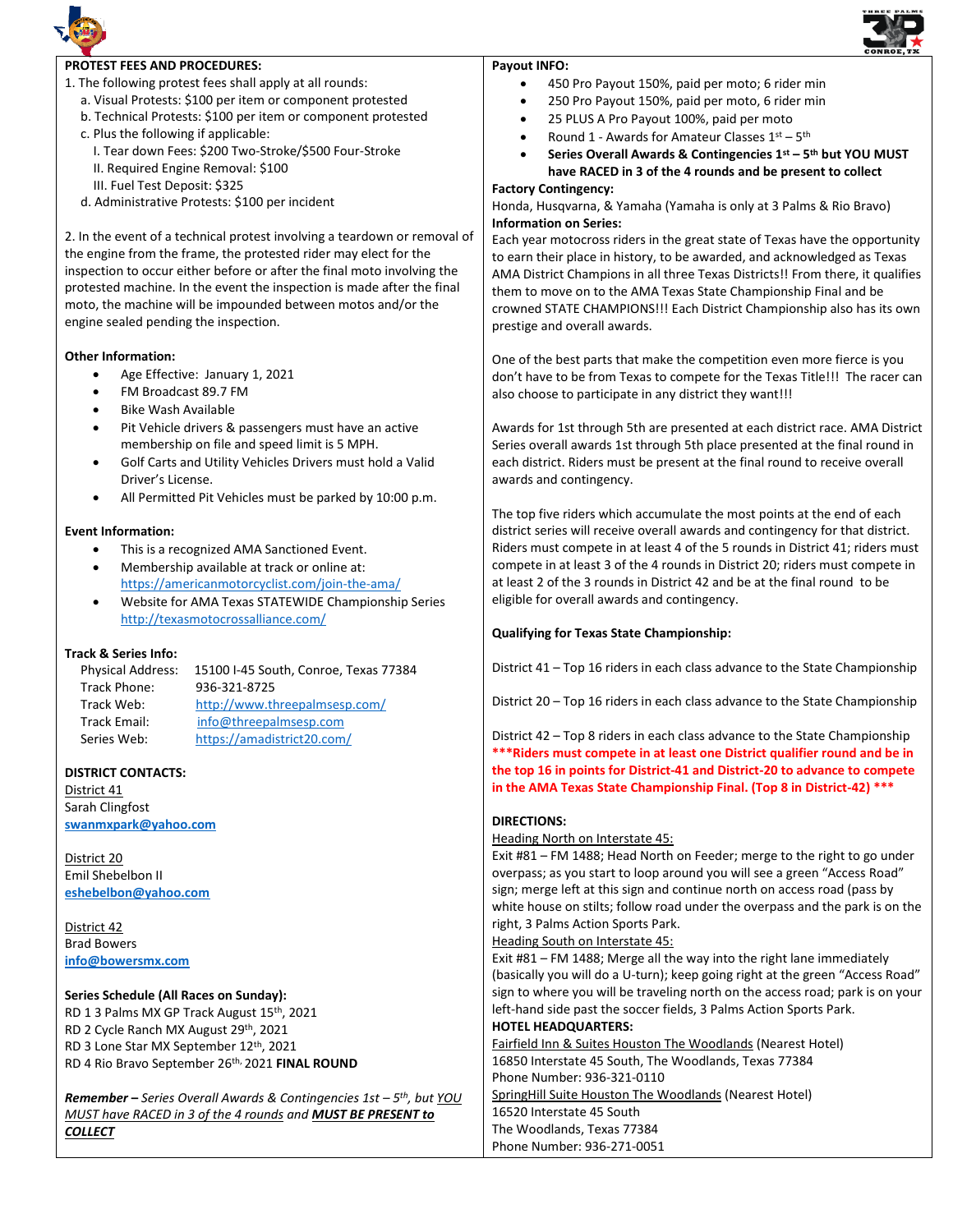**PROTEST FEES AND PROCEDURES:**

1. The following protest fees shall apply at all rounds:
   a. Visual Protests: $100 per item or component protested
   b. Technical Protests: $100 per item or component protested
   c. Plus the following if applicable:
      I. Tear down Fees: $200 Two-Stroke/$500 Four-Stroke
      II. Required Engine Removal: $100
      III. Fuel Test Deposit: $325
   d. Administrative Protests: $100 per incident

2. In the event of a technical protest involving a teardown or removal of the engine from the frame, the protested rider may elect for the inspection to occur either before or after the final moto involving the protested machine. In the event the inspection is made after the final moto, the machine will be impounded between motos and/or the engine sealed pending the inspection.

**Other Information:**

- Age Effective: January 1, 2021
- FM Broadcast 89.7 FM
- Bike Wash Available
- Pit Vehicle drivers & passengers must have an active membership on file and speed limit is 5 MPH.
- Golf Carts and Utility Vehicles Drivers must hold a Valid Driver's License.
- All Permitted Pit Vehicles must be parked by 10:00 p.m.

**Event Information:**

- This is a recognized AMA Sanctioned Event.
- Membership available at track or online at: https://americanmotorcyclist.com/join-the-ama/
- Website for AMA Texas STATEWIDE Championship Series http://texasmotocrossalliance.com/

**Track & Series Info:**

| | |
|---|---|
| Physical Address: | 15100 I-45 South, Conroe, Texas 77384 |
| Track Phone: | 936-321-8725 |
| Track Web: | http://www.threepalmsesp.com/ |
| Track Email: | info@threepalmsesp.com |
| Series Web: | https://amadistrict20.com/ |

**DISTRICT CONTACTS:**

District 41
Sarah Clingfost
**swanmxpark@yahoo.com**

District 20
Emil Shebelbon II
**eshebelbon@yahoo.com**

District 42
Brad Bowers
**info@bowersmx.com**

**Series Schedule (All Races on Sunday):**
RD 1 3 Palms MX GP Track August 15th, 2021
RD 2 Cycle Ranch MX August 29th, 2021
RD 3 Lone Star MX September 12th, 2021
RD 4 Rio Bravo September 26th, 2021 **FINAL ROUND**

***Remember –** Series Overall Awards & Contingencies 1st – 5th, but YOU MUST have RACED in 3 of the 4 rounds and **MUST BE PRESENT to COLLECT***

**Payout INFO:**

- 450 Pro Payout 150%, paid per moto; 6 rider min
- 250 Pro Payout 150%, paid per moto, 6 rider min
- 25 PLUS A Pro Payout 100%, paid per moto
- Round 1 - Awards for Amateur Classes 1st – 5th
- **Series Overall Awards & Contingencies 1st – 5th but YOU MUST have RACED in 3 of the 4 rounds and be present to collect**

**Factory Contingency:**
Honda, Husqvarna, & Yamaha (Yamaha is only at 3 Palms & Rio Bravo)

**Information on Series:**
Each year motocross riders in the great state of Texas have the opportunity to earn their place in history, to be awarded, and acknowledged as Texas AMA District Champions in all three Texas Districts!! From there, it qualifies them to move on to the AMA Texas State Championship Final and be crowned STATE CHAMPIONS!!! Each District Championship also has its own prestige and overall awards.

One of the best parts that make the competition even more fierce is you don't have to be from Texas to compete for the Texas Title!!! The racer can also choose to participate in any district they want!!!

Awards for 1st through 5th are presented at each district race. AMA District Series overall awards 1st through 5th place presented at the final round in each district. Riders must be present at the final round to receive overall awards and contingency.

The top five riders which accumulate the most points at the end of each district series will receive overall awards and contingency for that district. Riders must compete in at least 4 of the 5 rounds in District 41; riders must compete in at least 3 of the 4 rounds in District 20; riders must compete in at least 2 of the 3 rounds in District 42 and be at the final round to be eligible for overall awards and contingency.

**Qualifying for Texas State Championship:**

District 41 – Top 16 riders in each class advance to the State Championship

District 20 – Top 16 riders in each class advance to the State Championship

District 42 – Top 8 riders in each class advance to the State Championship
**\*\*\*Riders must compete in at least one District qualifier round and be in the top 16 in points for District-41 and District-20 to advance to compete in the AMA Texas State Championship Final. (Top 8 in District-42) \*\*\***

**DIRECTIONS:**

Heading North on Interstate 45:
Exit #81 – FM 1488; Head North on Feeder; merge to the right to go under overpass; as you start to loop around you will see a green "Access Road" sign; merge left at this sign and continue north on access road (pass by white house on stilts; follow road under the overpass and the park is on the right, 3 Palms Action Sports Park.

Heading South on Interstate 45:
Exit #81 – FM 1488; Merge all the way into the right lane immediately (basically you will do a U-turn); keep going right at the green "Access Road" sign to where you will be traveling north on the access road; park is on your left-hand side past the soccer fields, 3 Palms Action Sports Park.

**HOTEL HEADQUARTERS:**

Fairfield Inn & Suites Houston The Woodlands (Nearest Hotel)
16850 Interstate 45 South, The Woodlands, Texas 77384
Phone Number: 936-321-0110

SpringHill Suite Houston The Woodlands (Nearest Hotel)
16520 Interstate 45 South
The Woodlands, Texas 77384
Phone Number: 936-271-0051